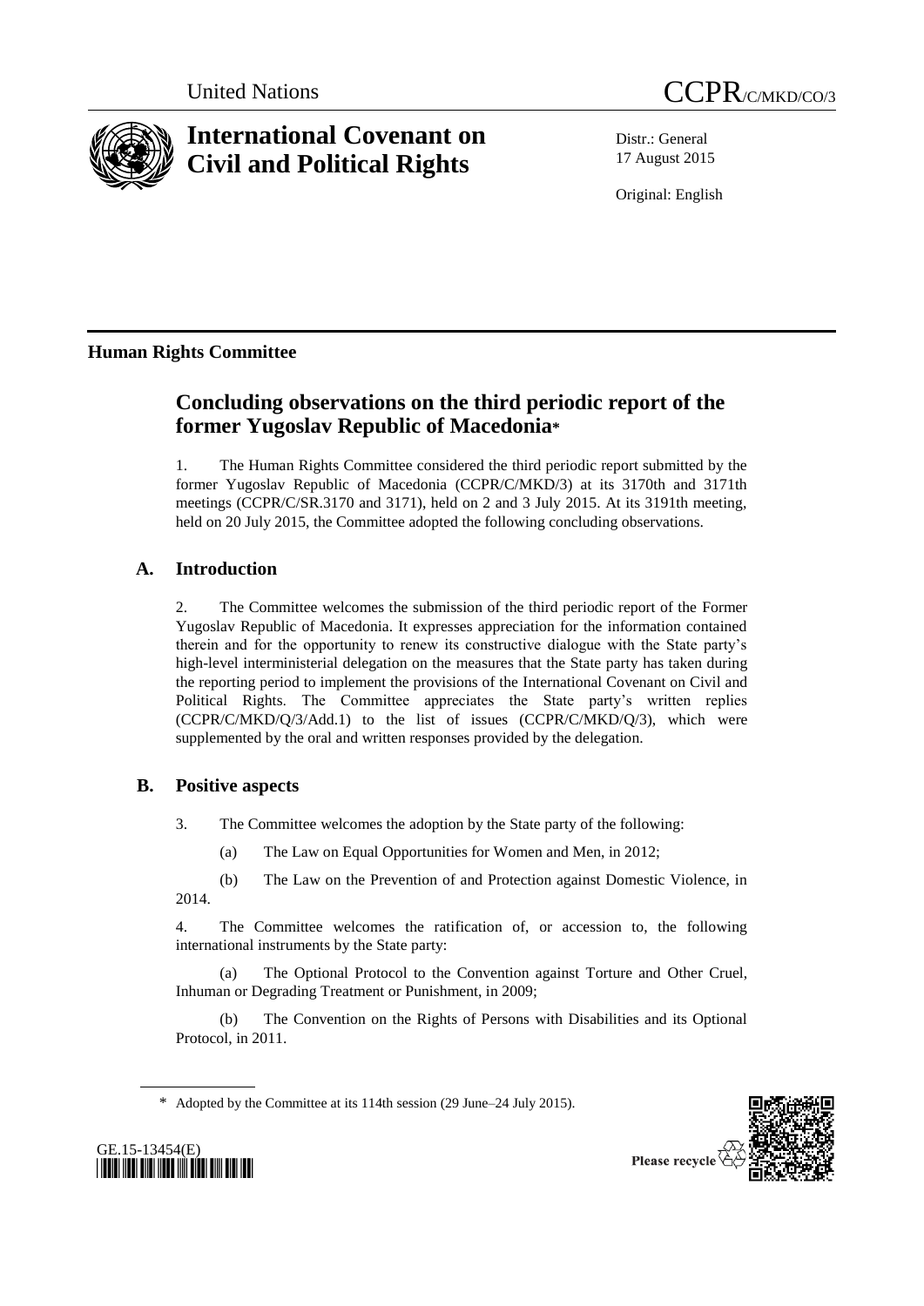United Nations CCPR/C/MKD/CO/3

# International Covenant on Civil and Political Rights

Distr.: General
17 August 2015

Original: English

**Human Rights Committee**

## Concluding observations on the third periodic report of the former Yugoslav Republic of Macedonia*

1. The Human Rights Committee considered the third periodic report submitted by the former Yugoslav Republic of Macedonia (CCPR/C/MKD/3) at its 3170th and 3171th meetings (CCPR/C/SR.3170 and 3171), held on 2 and 3 July 2015. At its 3191th meeting, held on 20 July 2015, the Committee adopted the following concluding observations.

### A. Introduction

2. The Committee welcomes the submission of the third periodic report of the Former Yugoslav Republic of Macedonia. It expresses appreciation for the information contained therein and for the opportunity to renew its constructive dialogue with the State party's high-level interministerial delegation on the measures that the State party has taken during the reporting period to implement the provisions of the International Covenant on Civil and Political Rights. The Committee appreciates the State party's written replies (CCPR/C/MKD/Q/3/Add.1) to the list of issues (CCPR/C/MKD/Q/3), which were supplemented by the oral and written responses provided by the delegation.

### B. Positive aspects

3. The Committee welcomes the adoption by the State party of the following:

(a) The Law on Equal Opportunities for Women and Men, in 2012;

(b) The Law on the Prevention of and Protection against Domestic Violence, in 2014.

4. The Committee welcomes the ratification of, or accession to, the following international instruments by the State party:

(a) The Optional Protocol to the Convention against Torture and Other Cruel, Inhuman or Degrading Treatment or Punishment, in 2009;

(b) The Convention on the Rights of Persons with Disabilities and its Optional Protocol, in 2011.

\* Adopted by the Committee at its 114th session (29 June–24 July 2015).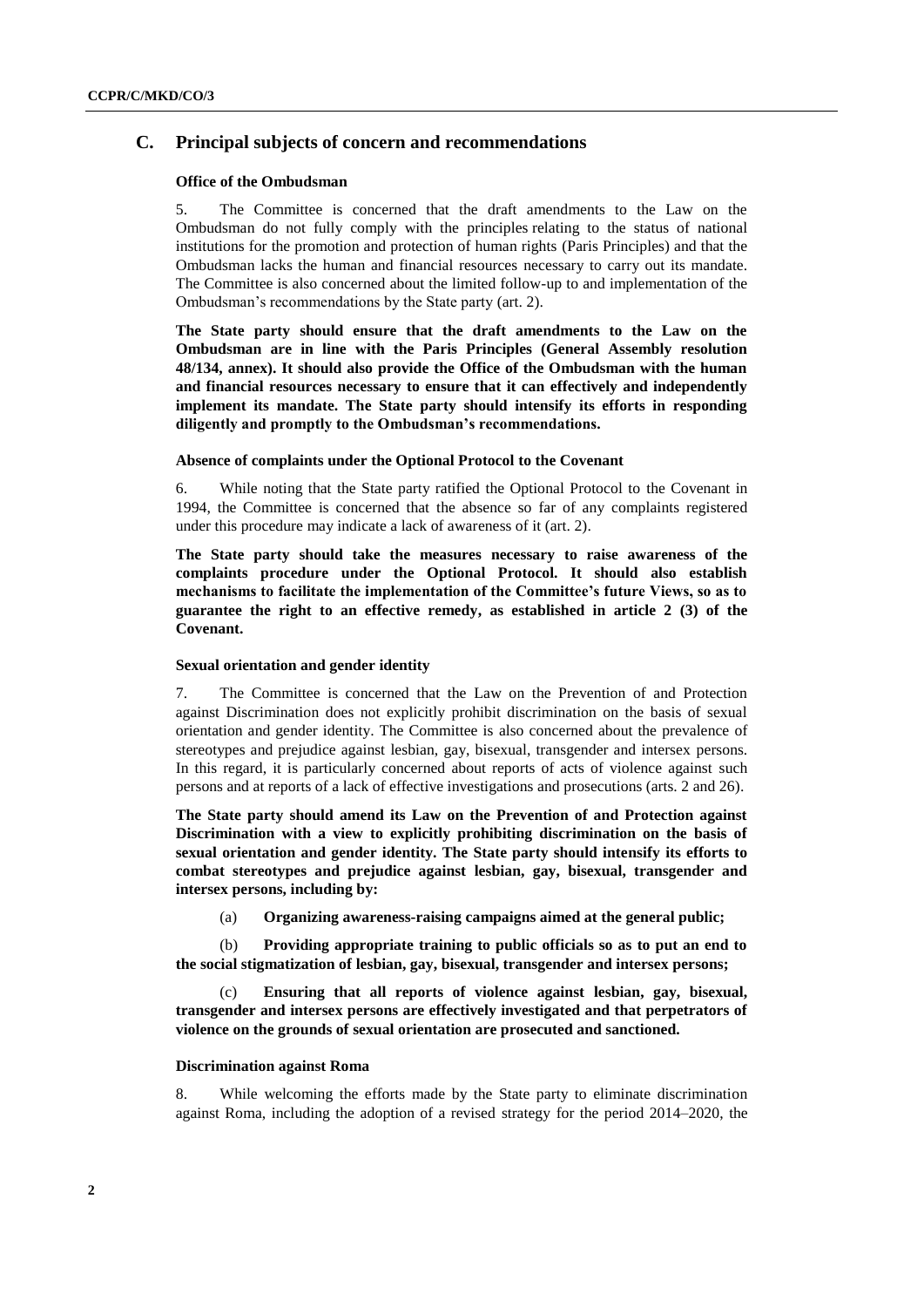## C. Principal subjects of concern and recommendations

### Office of the Ombudsman

5. The Committee is concerned that the draft amendments to the Law on the Ombudsman do not fully comply with the principles relating to the status of national institutions for the promotion and protection of human rights (Paris Principles) and that the Ombudsman lacks the human and financial resources necessary to carry out its mandate. The Committee is also concerned about the limited follow-up to and implementation of the Ombudsman's recommendations by the State party (art. 2).

**The State party should ensure that the draft amendments to the Law on the Ombudsman are in line with the Paris Principles (General Assembly resolution 48/134, annex). It should also provide the Office of the Ombudsman with the human and financial resources necessary to ensure that it can effectively and independently implement its mandate. The State party should intensify its efforts in responding diligently and promptly to the Ombudsman's recommendations.**

### Absence of complaints under the Optional Protocol to the Covenant

6. While noting that the State party ratified the Optional Protocol to the Covenant in 1994, the Committee is concerned that the absence so far of any complaints registered under this procedure may indicate a lack of awareness of it (art. 2).

**The State party should take the measures necessary to raise awareness of the complaints procedure under the Optional Protocol. It should also establish mechanisms to facilitate the implementation of the Committee's future Views, so as to guarantee the right to an effective remedy, as established in article 2 (3) of the Covenant.**

### Sexual orientation and gender identity

7. The Committee is concerned that the Law on the Prevention of and Protection against Discrimination does not explicitly prohibit discrimination on the basis of sexual orientation and gender identity. The Committee is also concerned about the prevalence of stereotypes and prejudice against lesbian, gay, bisexual, transgender and intersex persons. In this regard, it is particularly concerned about reports of acts of violence against such persons and at reports of a lack of effective investigations and prosecutions (arts. 2 and 26).

**The State party should amend its Law on the Prevention of and Protection against Discrimination with a view to explicitly prohibiting discrimination on the basis of sexual orientation and gender identity. The State party should intensify its efforts to combat stereotypes and prejudice against lesbian, gay, bisexual, transgender and intersex persons, including by:**

(a) **Organizing awareness-raising campaigns aimed at the general public;**

(b) **Providing appropriate training to public officials so as to put an end to the social stigmatization of lesbian, gay, bisexual, transgender and intersex persons;**

(c) **Ensuring that all reports of violence against lesbian, gay, bisexual, transgender and intersex persons are effectively investigated and that perpetrators of violence on the grounds of sexual orientation are prosecuted and sanctioned.**

### Discrimination against Roma

8. While welcoming the efforts made by the State party to eliminate discrimination against Roma, including the adoption of a revised strategy for the period 2014–2020, the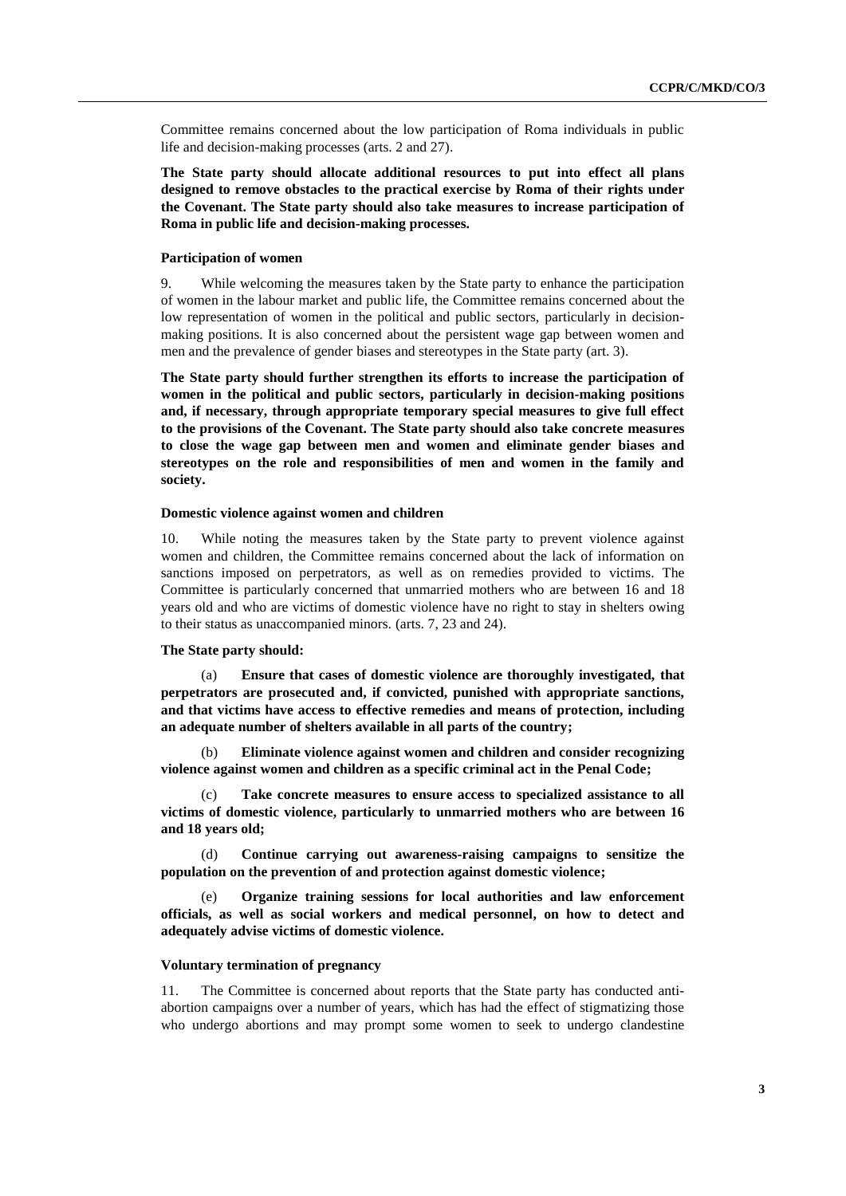Committee remains concerned about the low participation of Roma individuals in public life and decision-making processes (arts. 2 and 27).

**The State party should allocate additional resources to put into effect all plans designed to remove obstacles to the practical exercise by Roma of their rights under the Covenant. The State party should also take measures to increase participation of Roma in public life and decision-making processes.**

#### Participation of women

9. While welcoming the measures taken by the State party to enhance the participation of women in the labour market and public life, the Committee remains concerned about the low representation of women in the political and public sectors, particularly in decision-making positions. It is also concerned about the persistent wage gap between women and men and the prevalence of gender biases and stereotypes in the State party (art. 3).

**The State party should further strengthen its efforts to increase the participation of women in the political and public sectors, particularly in decision-making positions and, if necessary, through appropriate temporary special measures to give full effect to the provisions of the Covenant. The State party should also take concrete measures to close the wage gap between men and women and eliminate gender biases and stereotypes on the role and responsibilities of men and women in the family and society.**

#### Domestic violence against women and children

10. While noting the measures taken by the State party to prevent violence against women and children, the Committee remains concerned about the lack of information on sanctions imposed on perpetrators, as well as on remedies provided to victims. The Committee is particularly concerned that unmarried mothers who are between 16 and 18 years old and who are victims of domestic violence have no right to stay in shelters owing to their status as unaccompanied minors. (arts. 7, 23 and 24).

**The State party should:**

(a) **Ensure that cases of domestic violence are thoroughly investigated, that perpetrators are prosecuted and, if convicted, punished with appropriate sanctions, and that victims have access to effective remedies and means of protection, including an adequate number of shelters available in all parts of the country;**

(b) **Eliminate violence against women and children and consider recognizing violence against women and children as a specific criminal act in the Penal Code;**

(c) **Take concrete measures to ensure access to specialized assistance to all victims of domestic violence, particularly to unmarried mothers who are between 16 and 18 years old;**

(d) **Continue carrying out awareness-raising campaigns to sensitize the population on the prevention of and protection against domestic violence;**

(e) **Organize training sessions for local authorities and law enforcement officials, as well as social workers and medical personnel, on how to detect and adequately advise victims of domestic violence.**

#### Voluntary termination of pregnancy

11. The Committee is concerned about reports that the State party has conducted anti-abortion campaigns over a number of years, which has had the effect of stigmatizing those who undergo abortions and may prompt some women to seek to undergo clandestine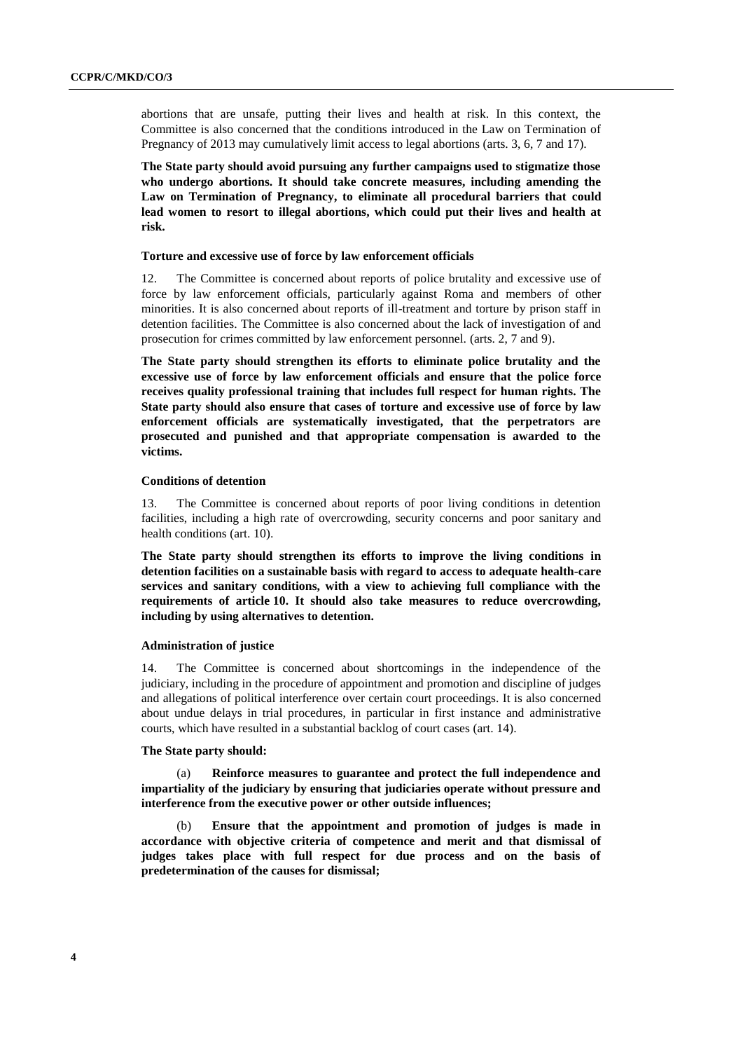abortions that are unsafe, putting their lives and health at risk. In this context, the Committee is also concerned that the conditions introduced in the Law on Termination of Pregnancy of 2013 may cumulatively limit access to legal abortions (arts. 3, 6, 7 and 17).

**The State party should avoid pursuing any further campaigns used to stigmatize those who undergo abortions. It should take concrete measures, including amending the Law on Termination of Pregnancy, to eliminate all procedural barriers that could lead women to resort to illegal abortions, which could put their lives and health at risk.**

#### Torture and excessive use of force by law enforcement officials

12. The Committee is concerned about reports of police brutality and excessive use of force by law enforcement officials, particularly against Roma and members of other minorities. It is also concerned about reports of ill-treatment and torture by prison staff in detention facilities. The Committee is also concerned about the lack of investigation of and prosecution for crimes committed by law enforcement personnel. (arts. 2, 7 and 9).

**The State party should strengthen its efforts to eliminate police brutality and the excessive use of force by law enforcement officials and ensure that the police force receives quality professional training that includes full respect for human rights. The State party should also ensure that cases of torture and excessive use of force by law enforcement officials are systematically investigated, that the perpetrators are prosecuted and punished and that appropriate compensation is awarded to the victims.**

#### Conditions of detention

13. The Committee is concerned about reports of poor living conditions in detention facilities, including a high rate of overcrowding, security concerns and poor sanitary and health conditions (art. 10).

**The State party should strengthen its efforts to improve the living conditions in detention facilities on a sustainable basis with regard to access to adequate health-care services and sanitary conditions, with a view to achieving full compliance with the requirements of article 10. It should also take measures to reduce overcrowding, including by using alternatives to detention.**

#### Administration of justice

14. The Committee is concerned about shortcomings in the independence of the judiciary, including in the procedure of appointment and promotion and discipline of judges and allegations of political interference over certain court proceedings. It is also concerned about undue delays in trial procedures, in particular in first instance and administrative courts, which have resulted in a substantial backlog of court cases (art. 14).

**The State party should:**

(a) **Reinforce measures to guarantee and protect the full independence and impartiality of the judiciary by ensuring that judiciaries operate without pressure and interference from the executive power or other outside influences;**

(b) **Ensure that the appointment and promotion of judges is made in accordance with objective criteria of competence and merit and that dismissal of judges takes place with full respect for due process and on the basis of predetermination of the causes for dismissal;**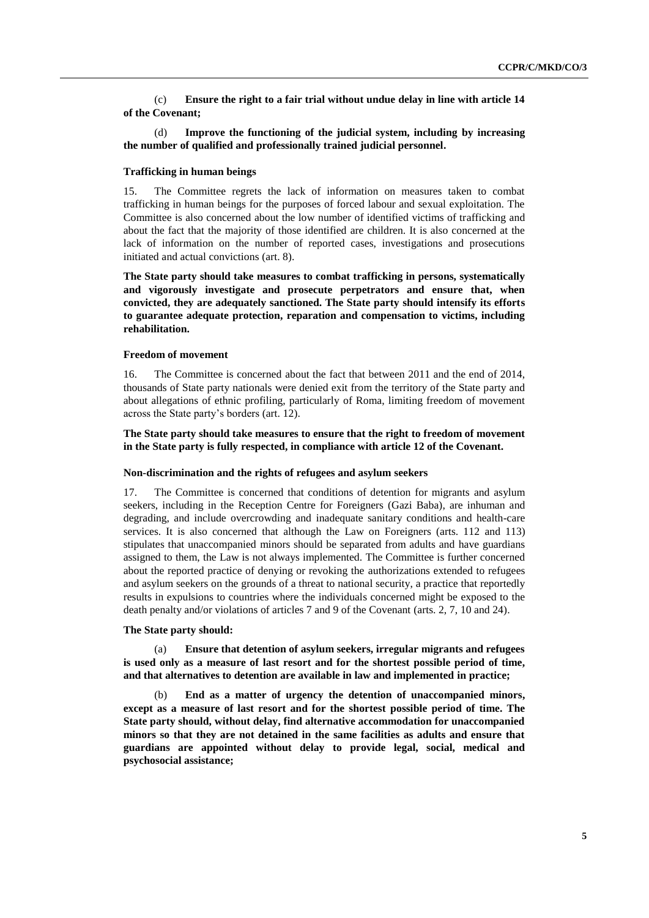(c) **Ensure the right to a fair trial without undue delay in line with article 14 of the Covenant;**

(d) **Improve the functioning of the judicial system, including by increasing the number of qualified and professionally trained judicial personnel.**

### Trafficking in human beings

15. The Committee regrets the lack of information on measures taken to combat trafficking in human beings for the purposes of forced labour and sexual exploitation. The Committee is also concerned about the low number of identified victims of trafficking and about the fact that the majority of those identified are children. It is also concerned at the lack of information on the number of reported cases, investigations and prosecutions initiated and actual convictions (art. 8).

**The State party should take measures to combat trafficking in persons, systematically and vigorously investigate and prosecute perpetrators and ensure that, when convicted, they are adequately sanctioned. The State party should intensify its efforts to guarantee adequate protection, reparation and compensation to victims, including rehabilitation.**

### Freedom of movement

16. The Committee is concerned about the fact that between 2011 and the end of 2014, thousands of State party nationals were denied exit from the territory of the State party and about allegations of ethnic profiling, particularly of Roma, limiting freedom of movement across the State party's borders (art. 12).

**The State party should take measures to ensure that the right to freedom of movement in the State party is fully respected, in compliance with article 12 of the Covenant.**

### Non-discrimination and the rights of refugees and asylum seekers

17. The Committee is concerned that conditions of detention for migrants and asylum seekers, including in the Reception Centre for Foreigners (Gazi Baba), are inhuman and degrading, and include overcrowding and inadequate sanitary conditions and health-care services. It is also concerned that although the Law on Foreigners (arts. 112 and 113) stipulates that unaccompanied minors should be separated from adults and have guardians assigned to them, the Law is not always implemented. The Committee is further concerned about the reported practice of denying or revoking the authorizations extended to refugees and asylum seekers on the grounds of a threat to national security, a practice that reportedly results in expulsions to countries where the individuals concerned might be exposed to the death penalty and/or violations of articles 7 and 9 of the Covenant (arts. 2, 7, 10 and 24).

**The State party should:**

(a) **Ensure that detention of asylum seekers, irregular migrants and refugees is used only as a measure of last resort and for the shortest possible period of time, and that alternatives to detention are available in law and implemented in practice;**

(b) **End as a matter of urgency the detention of unaccompanied minors, except as a measure of last resort and for the shortest possible period of time. The State party should, without delay, find alternative accommodation for unaccompanied minors so that they are not detained in the same facilities as adults and ensure that guardians are appointed without delay to provide legal, social, medical and psychosocial assistance;**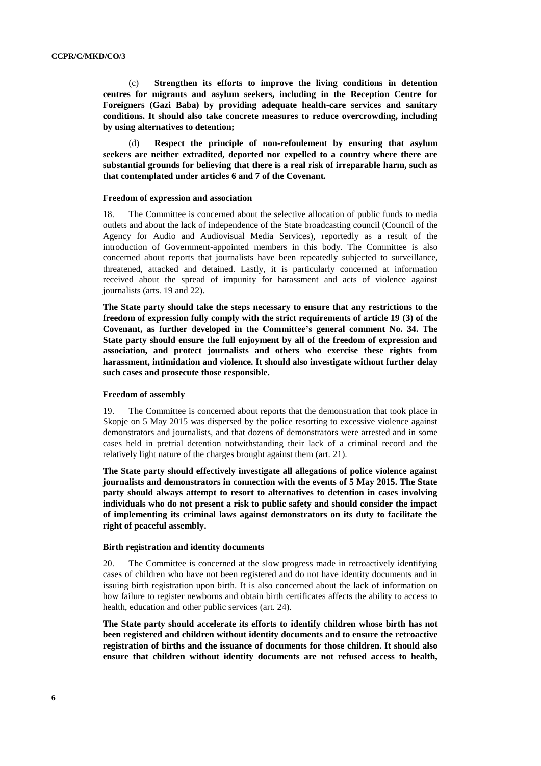(c) **Strengthen its efforts to improve the living conditions in detention centres for migrants and asylum seekers, including in the Reception Centre for Foreigners (Gazi Baba) by providing adequate health-care services and sanitary conditions. It should also take concrete measures to reduce overcrowding, including by using alternatives to detention;**

(d) **Respect the principle of non-refoulement by ensuring that asylum seekers are neither extradited, deported nor expelled to a country where there are substantial grounds for believing that there is a real risk of irreparable harm, such as that contemplated under articles 6 and 7 of the Covenant.**

#### Freedom of expression and association

18. The Committee is concerned about the selective allocation of public funds to media outlets and about the lack of independence of the State broadcasting council (Council of the Agency for Audio and Audiovisual Media Services), reportedly as a result of the introduction of Government-appointed members in this body. The Committee is also concerned about reports that journalists have been repeatedly subjected to surveillance, threatened, attacked and detained. Lastly, it is particularly concerned at information received about the spread of impunity for harassment and acts of violence against journalists (arts. 19 and 22).

**The State party should take the steps necessary to ensure that any restrictions to the freedom of expression fully comply with the strict requirements of article 19 (3) of the Covenant, as further developed in the Committee's general comment No. 34. The State party should ensure the full enjoyment by all of the freedom of expression and association, and protect journalists and others who exercise these rights from harassment, intimidation and violence. It should also investigate without further delay such cases and prosecute those responsible.**

#### Freedom of assembly

19. The Committee is concerned about reports that the demonstration that took place in Skopje on 5 May 2015 was dispersed by the police resorting to excessive violence against demonstrators and journalists, and that dozens of demonstrators were arrested and in some cases held in pretrial detention notwithstanding their lack of a criminal record and the relatively light nature of the charges brought against them (art. 21).

**The State party should effectively investigate all allegations of police violence against journalists and demonstrators in connection with the events of 5 May 2015. The State party should always attempt to resort to alternatives to detention in cases involving individuals who do not present a risk to public safety and should consider the impact of implementing its criminal laws against demonstrators on its duty to facilitate the right of peaceful assembly.**

#### Birth registration and identity documents

20. The Committee is concerned at the slow progress made in retroactively identifying cases of children who have not been registered and do not have identity documents and in issuing birth registration upon birth. It is also concerned about the lack of information on how failure to register newborns and obtain birth certificates affects the ability to access to health, education and other public services (art. 24).

**The State party should accelerate its efforts to identify children whose birth has not been registered and children without identity documents and to ensure the retroactive registration of births and the issuance of documents for those children. It should also ensure that children without identity documents are not refused access to health,**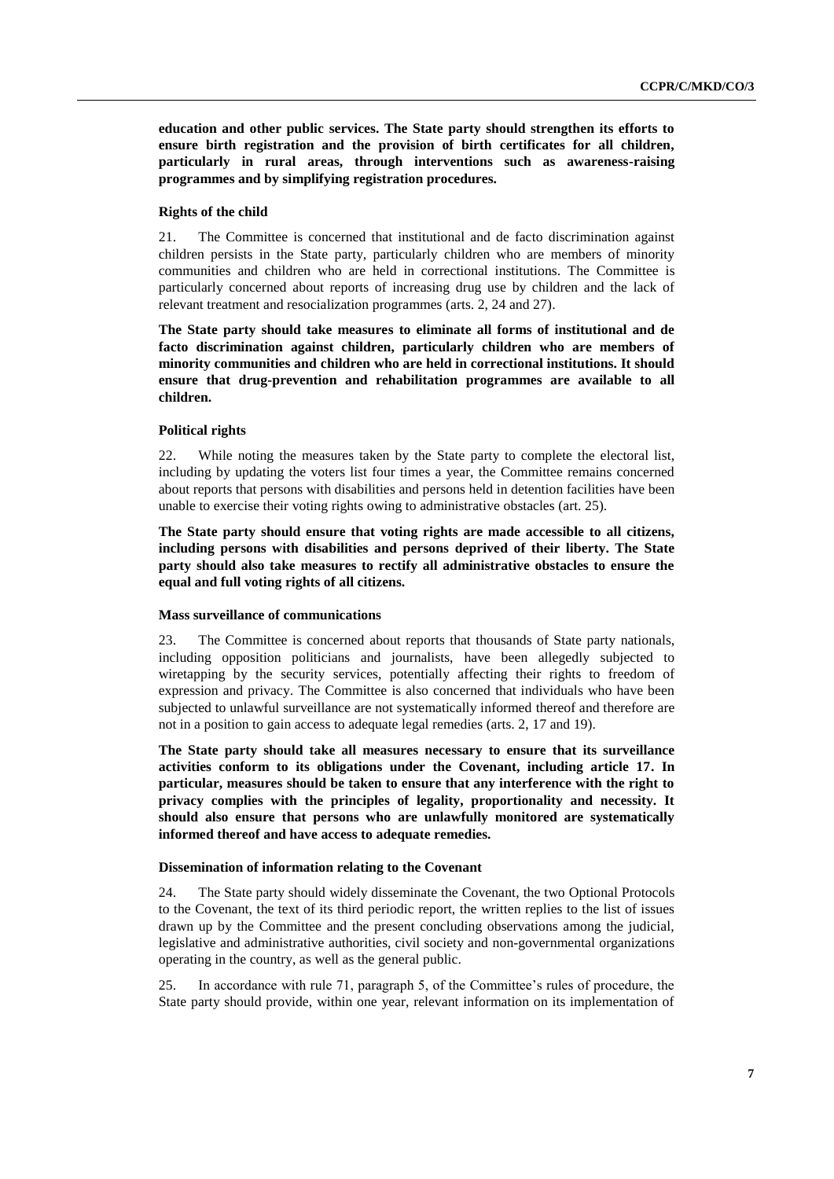**education and other public services. The State party should strengthen its efforts to ensure birth registration and the provision of birth certificates for all children, particularly in rural areas, through interventions such as awareness-raising programmes and by simplifying registration procedures.**

### Rights of the child

21. The Committee is concerned that institutional and de facto discrimination against children persists in the State party, particularly children who are members of minority communities and children who are held in correctional institutions. The Committee is particularly concerned about reports of increasing drug use by children and the lack of relevant treatment and resocialization programmes (arts. 2, 24 and 27).

**The State party should take measures to eliminate all forms of institutional and de facto discrimination against children, particularly children who are members of minority communities and children who are held in correctional institutions. It should ensure that drug-prevention and rehabilitation programmes are available to all children.**

### Political rights

22. While noting the measures taken by the State party to complete the electoral list, including by updating the voters list four times a year, the Committee remains concerned about reports that persons with disabilities and persons held in detention facilities have been unable to exercise their voting rights owing to administrative obstacles (art. 25).

**The State party should ensure that voting rights are made accessible to all citizens, including persons with disabilities and persons deprived of their liberty. The State party should also take measures to rectify all administrative obstacles to ensure the equal and full voting rights of all citizens.**

### Mass surveillance of communications

23. The Committee is concerned about reports that thousands of State party nationals, including opposition politicians and journalists, have been allegedly subjected to wiretapping by the security services, potentially affecting their rights to freedom of expression and privacy. The Committee is also concerned that individuals who have been subjected to unlawful surveillance are not systematically informed thereof and therefore are not in a position to gain access to adequate legal remedies (arts. 2, 17 and 19).

**The State party should take all measures necessary to ensure that its surveillance activities conform to its obligations under the Covenant, including article 17. In particular, measures should be taken to ensure that any interference with the right to privacy complies with the principles of legality, proportionality and necessity. It should also ensure that persons who are unlawfully monitored are systematically informed thereof and have access to adequate remedies.**

### Dissemination of information relating to the Covenant

24. The State party should widely disseminate the Covenant, the two Optional Protocols to the Covenant, the text of its third periodic report, the written replies to the list of issues drawn up by the Committee and the present concluding observations among the judicial, legislative and administrative authorities, civil society and non-governmental organizations operating in the country, as well as the general public.

25. In accordance with rule 71, paragraph 5, of the Committee's rules of procedure, the State party should provide, within one year, relevant information on its implementation of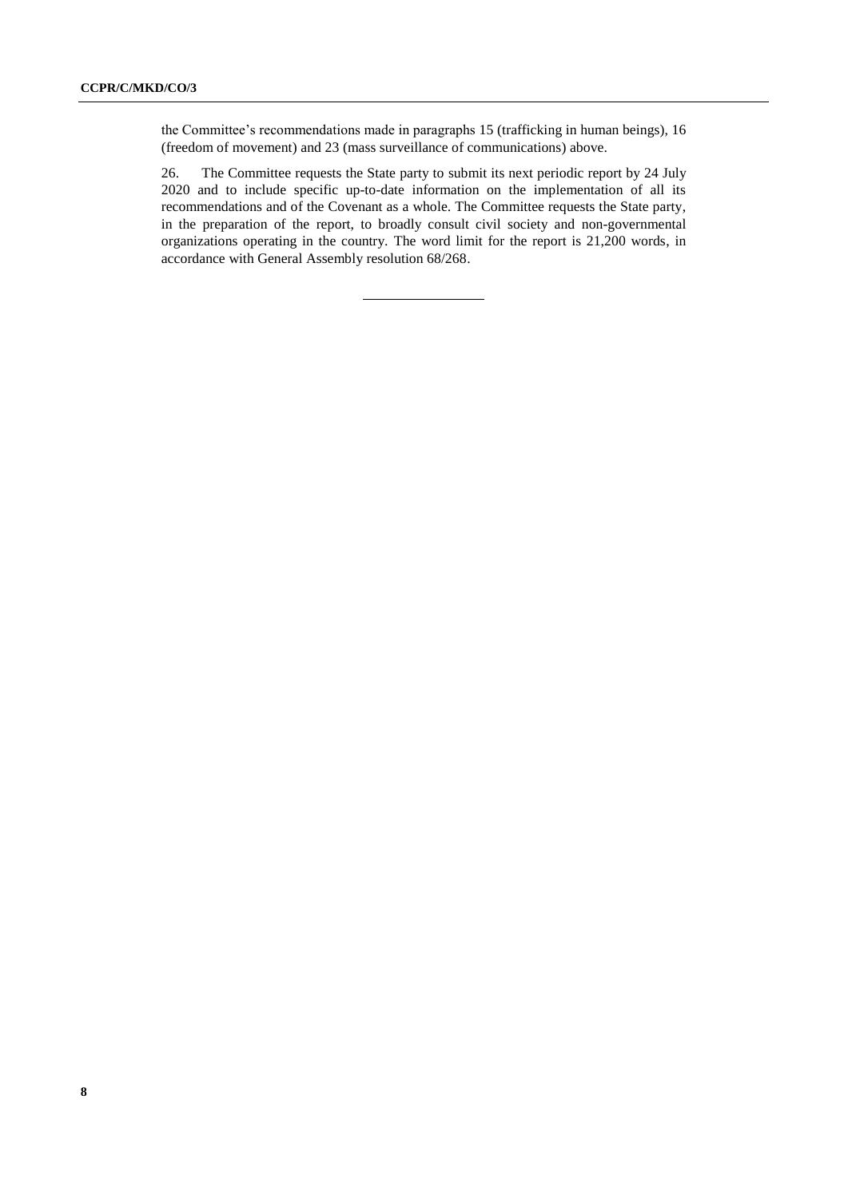the Committee's recommendations made in paragraphs 15 (trafficking in human beings), 16 (freedom of movement) and 23 (mass surveillance of communications) above.

26. The Committee requests the State party to submit its next periodic report by 24 July 2020 and to include specific up-to-date information on the implementation of all its recommendations and of the Covenant as a whole. The Committee requests the State party, in the preparation of the report, to broadly consult civil society and non-governmental organizations operating in the country. The word limit for the report is 21,200 words, in accordance with General Assembly resolution 68/268.